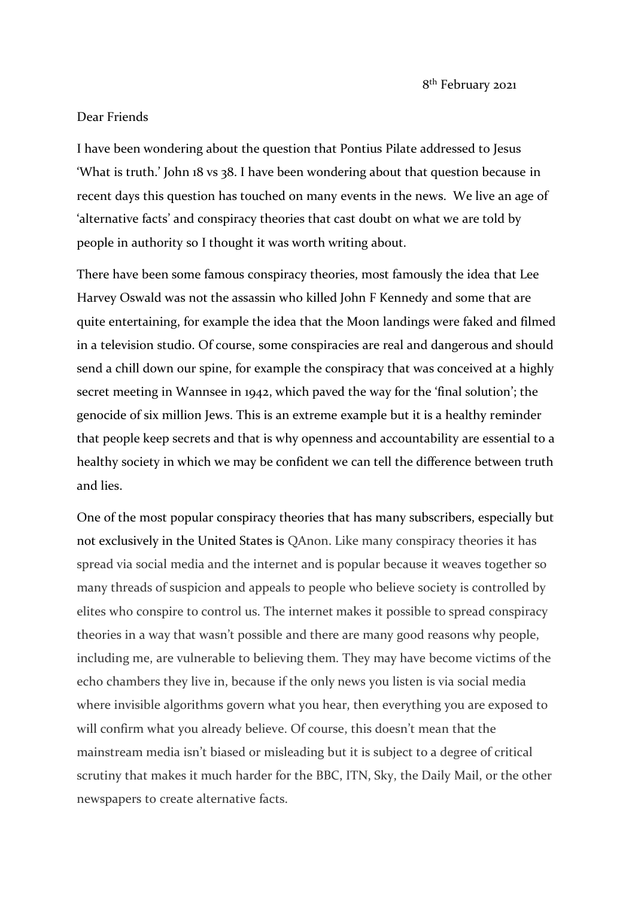8th February 2021

Dear Friends

I have been wondering about the question that Pontius Pilate addressed to Jesus 'What is truth.' John 18 vs 38. I have been wondering about that question because in recent days this question has touched on many events in the news. We live an age of 'alternative facts' and conspiracy theories that cast doubt on what we are told by people in authority so I thought it was worth writing about.

There have been some famous conspiracy theories, most famously the idea that Lee Harvey Oswald was not the assassin who killed John F Kennedy and some that are quite entertaining, for example the idea that the Moon landings were faked and filmed in a television studio. Of course, some conspiracies are real and dangerous and should send a chill down our spine, for example the conspiracy that was conceived at a highly secret meeting in Wannsee in 1942, which paved the way for the 'final solution'; the genocide of six million Jews. This is an extreme example but it is a healthy reminder that people keep secrets and that is why openness and accountability are essential to a healthy society in which we may be confident we can tell the difference between truth and lies.

One of the most popular conspiracy theories that has many subscribers, especially but not exclusively in the United States is QAnon. Like many conspiracy theories it has spread via social media and the internet and is popular because it weaves together so many threads of suspicion and appeals to people who believe society is controlled by elites who conspire to control us. The internet makes it possible to spread conspiracy theories in a way that wasn't possible and there are many good reasons why people, including me, are vulnerable to believing them. They may have become victims of the echo chambers they live in, because if the only news you listen is via social media where invisible algorithms govern what you hear, then everything you are exposed to will confirm what you already believe. Of course, this doesn't mean that the mainstream media isn't biased or misleading but it is subject to a degree of critical scrutiny that makes it much harder for the BBC, ITN, Sky, the Daily Mail, or the other newspapers to create alternative facts.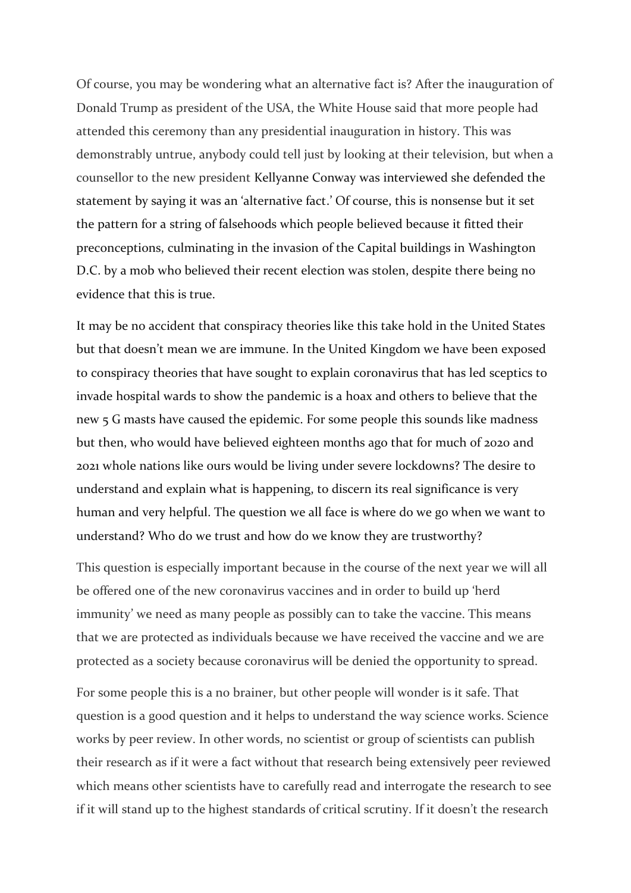Of course, you may be wondering what an alternative fact is? After the inauguration of Donald Trump as president of the USA, the White House said that more people had attended this ceremony than any presidential inauguration in history. This was demonstrably untrue, anybody could tell just by looking at their television, but when a counsellor to the new president Kellyanne Conway was interviewed she defended the statement by saying it was an 'alternative fact.' Of course, this is nonsense but it set the pattern for a string of falsehoods which people believed because it fitted their preconceptions, culminating in the invasion of the Capital buildings in Washington D.C. by a mob who believed their recent election was stolen, despite there being no evidence that this is true.

It may be no accident that conspiracy theories like this take hold in the United States but that doesn't mean we are immune. In the United Kingdom we have been exposed to conspiracy theories that have sought to explain coronavirus that has led sceptics to invade hospital wards to show the pandemic is a hoax and others to believe that the new 5 G masts have caused the epidemic. For some people this sounds like madness but then, who would have believed eighteen months ago that for much of 2020 and 2021 whole nations like ours would be living under severe lockdowns? The desire to understand and explain what is happening, to discern its real significance is very human and very helpful. The question we all face is where do we go when we want to understand? Who do we trust and how do we know they are trustworthy?

This question is especially important because in the course of the next year we will all be offered one of the new coronavirus vaccines and in order to build up 'herd immunity' we need as many people as possibly can to take the vaccine. This means that we are protected as individuals because we have received the vaccine and we are protected as a society because coronavirus will be denied the opportunity to spread.

For some people this is a no brainer, but other people will wonder is it safe. That question is a good question and it helps to understand the way science works. Science works by peer review. In other words, no scientist or group of scientists can publish their research as if it were a fact without that research being extensively peer reviewed which means other scientists have to carefully read and interrogate the research to see if it will stand up to the highest standards of critical scrutiny. If it doesn't the research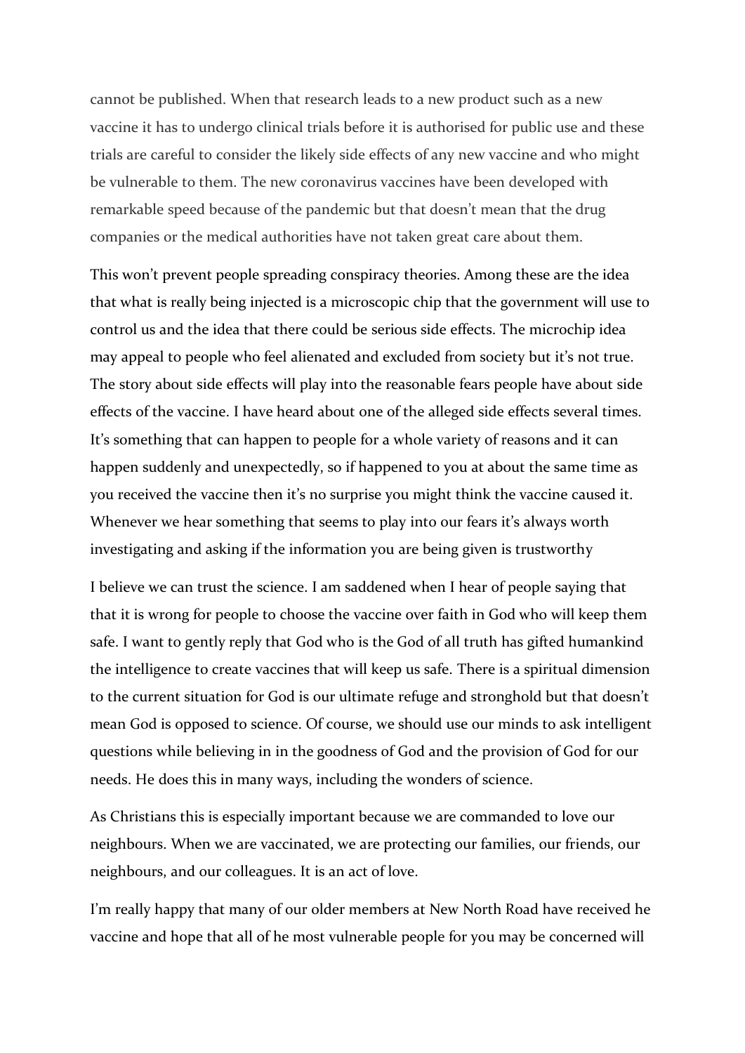cannot be published. When that research leads to a new product such as a new vaccine it has to undergo clinical trials before it is authorised for public use and these trials are careful to consider the likely side effects of any new vaccine and who might be vulnerable to them. The new coronavirus vaccines have been developed with remarkable speed because of the pandemic but that doesn't mean that the drug companies or the medical authorities have not taken great care about them.

This won't prevent people spreading conspiracy theories. Among these are the idea that what is really being injected is a microscopic chip that the government will use to control us and the idea that there could be serious side effects. The microchip idea may appeal to people who feel alienated and excluded from society but it's not true. The story about side effects will play into the reasonable fears people have about side effects of the vaccine. I have heard about one of the alleged side effects several times. It's something that can happen to people for a whole variety of reasons and it can happen suddenly and unexpectedly, so if happened to you at about the same time as you received the vaccine then it's no surprise you might think the vaccine caused it. Whenever we hear something that seems to play into our fears it's always worth investigating and asking if the information you are being given is trustworthy

I believe we can trust the science. I am saddened when I hear of people saying that that it is wrong for people to choose the vaccine over faith in God who will keep them safe. I want to gently reply that God who is the God of all truth has gifted humankind the intelligence to create vaccines that will keep us safe. There is a spiritual dimension to the current situation for God is our ultimate refuge and stronghold but that doesn't mean God is opposed to science. Of course, we should use our minds to ask intelligent questions while believing in in the goodness of God and the provision of God for our needs. He does this in many ways, including the wonders of science.

As Christians this is especially important because we are commanded to love our neighbours. When we are vaccinated, we are protecting our families, our friends, our neighbours, and our colleagues. It is an act of love.

I'm really happy that many of our older members at New North Road have received he vaccine and hope that all of he most vulnerable people for you may be concerned will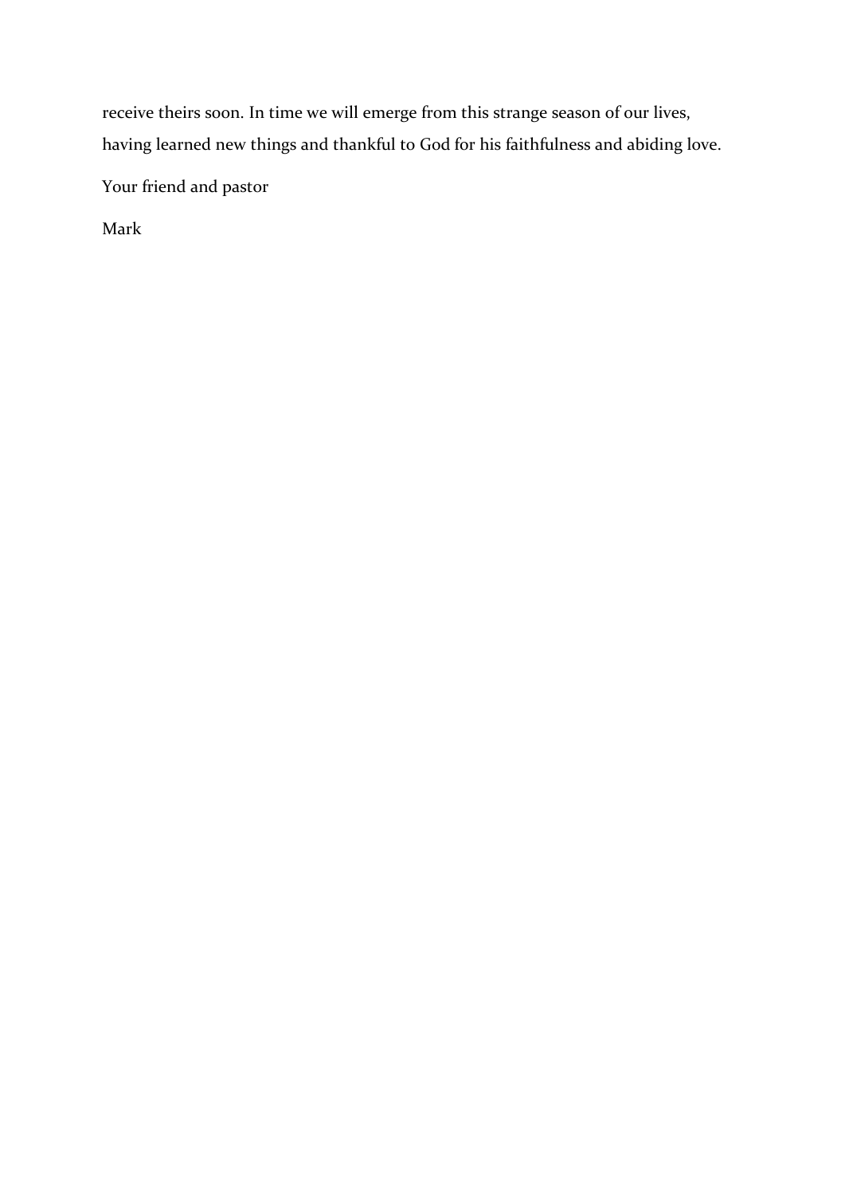receive theirs soon. In time we will emerge from this strange season of our lives, having learned new things and thankful to God for his faithfulness and abiding love.

Your friend and pastor

Mark